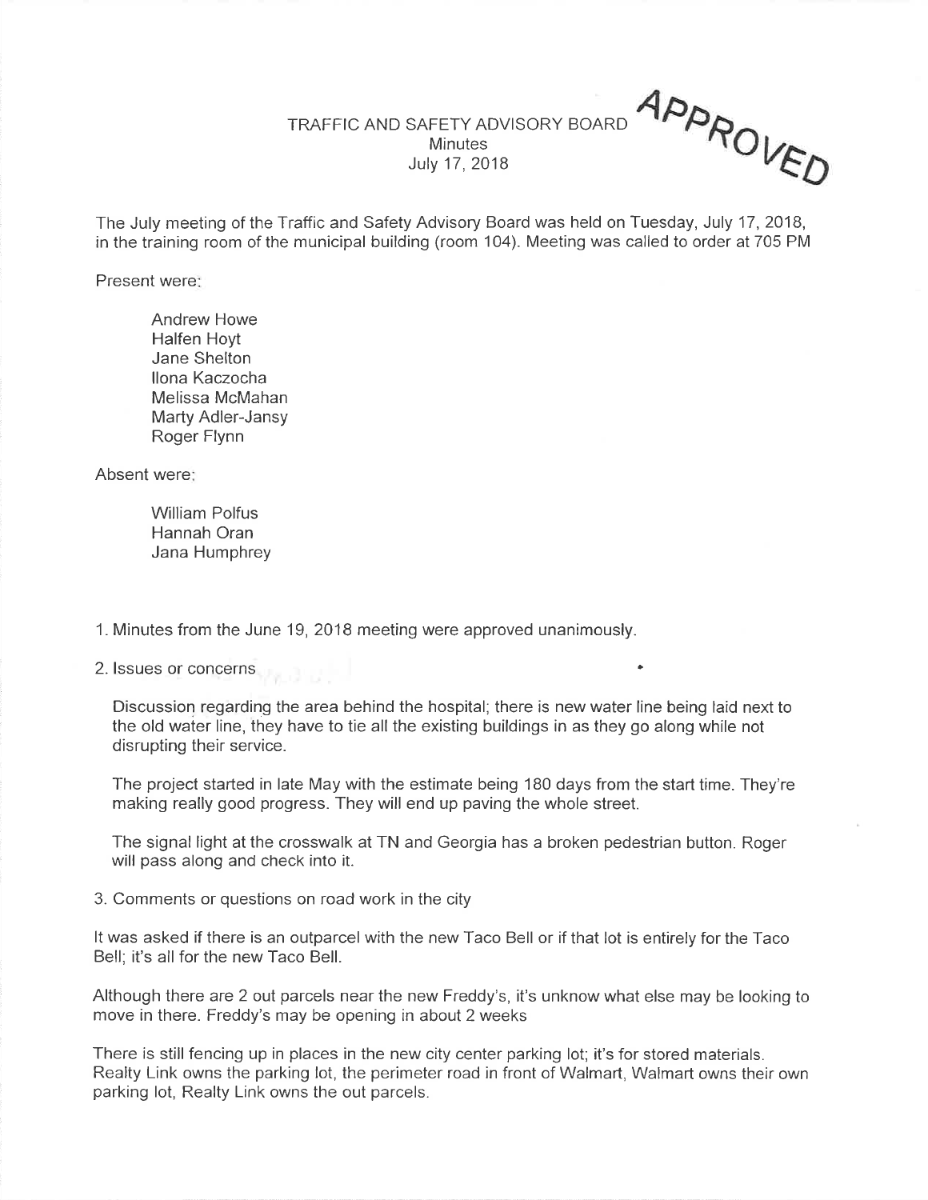# TRAFFIC AND SAFETY ADVISORY BOARD
## Minutes
## July 17, 2018

APPROVED

The July meeting of the Traffic and Safety Advisory Board was held on Tuesday, July 17, 2018, in the training room of the municipal building (room 104). Meeting was called to order at 705 PM

Present were:

- Andrew Howe
- Halfen Hoyt
- Jane Shelton
- Ilona Kaczocha
- Melissa McMahan
- Marty Adler-Jansy
- Roger Flynn

Absent were:

- William Polfus
- Hannah Oran
- Jana Humphrey

1. Minutes from the June 19, 2018 meeting were approved unanimously.

2. Issues or concerns

   Discussion regarding the area behind the hospital; there is new water line being laid next to the old water line, they have to tie all the existing buildings in as they go along while not disrupting their service.

   The project started in late May with the estimate being 180 days from the start time. They're making really good progress. They will end up paving the whole street.

   The signal light at the crosswalk at TN and Georgia has a broken pedestrian button. Roger will pass along and check into it.

3. Comments or questions on road work in the city

It was asked if there is an outparcel with the new Taco Bell or if that lot is entirely for the Taco Bell; it's all for the new Taco Bell.

Although there are 2 out parcels near the new Freddy's, it's unknow what else may be looking to move in there. Freddy's may be opening in about 2 weeks

There is still fencing up in places in the new city center parking lot; it's for stored materials. Realty Link owns the parking lot, the perimeter road in front of Walmart, Walmart owns their own parking lot, Realty Link owns the out parcels.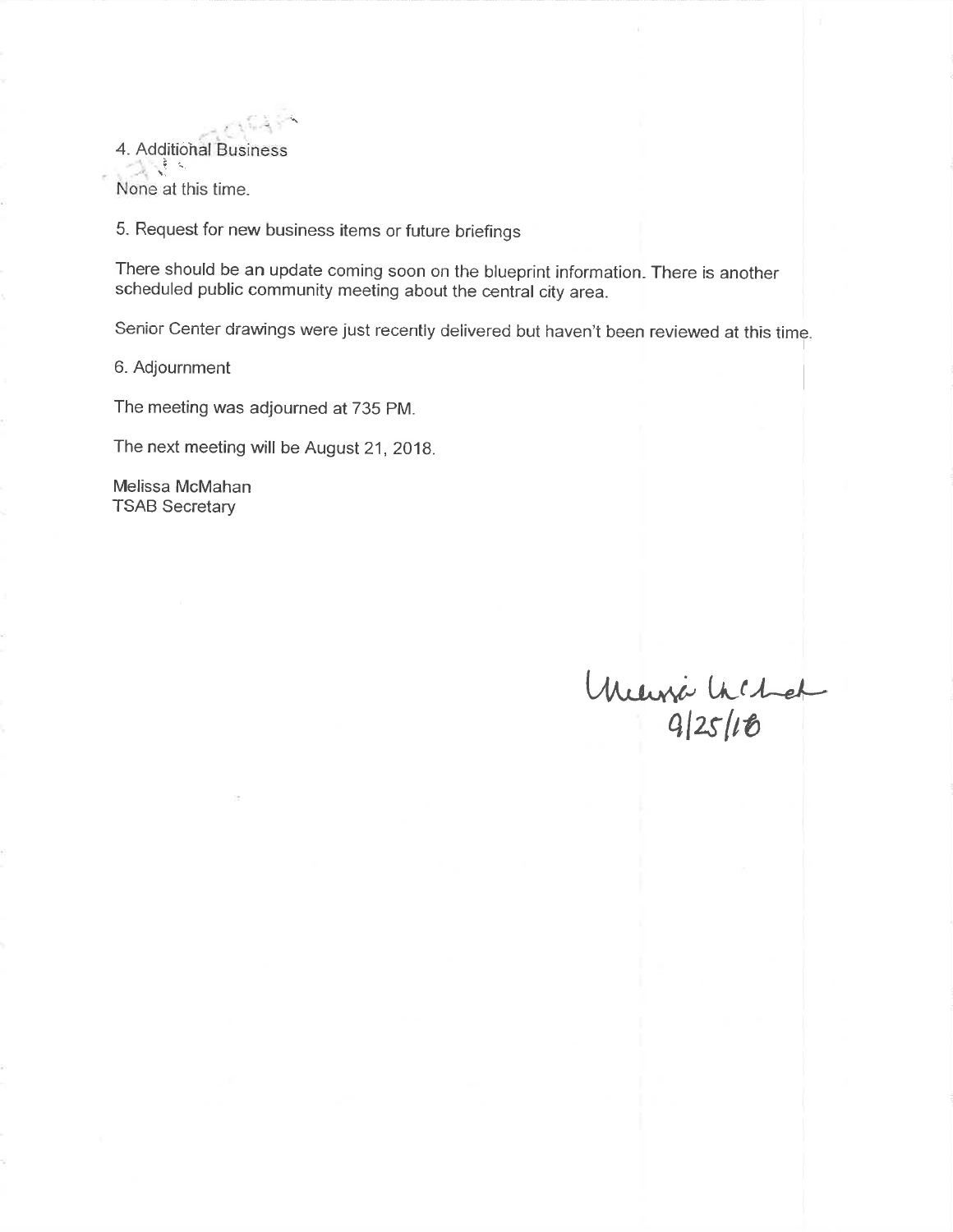4. Additional Business

None at this time.

5. Request for new business items or future briefings

There should be an update coming soon on the blueprint information. There is another scheduled public community meeting about the central city area.

Senior Center drawings were just recently delivered but haven't been reviewed at this time.

6. Adjournment

The meeting was adjourned at 735 PM.

The next meeting will be August 21, 2018.

Melissa McMahan
TSAB Secretary

Melissa McMahan
9/25/18